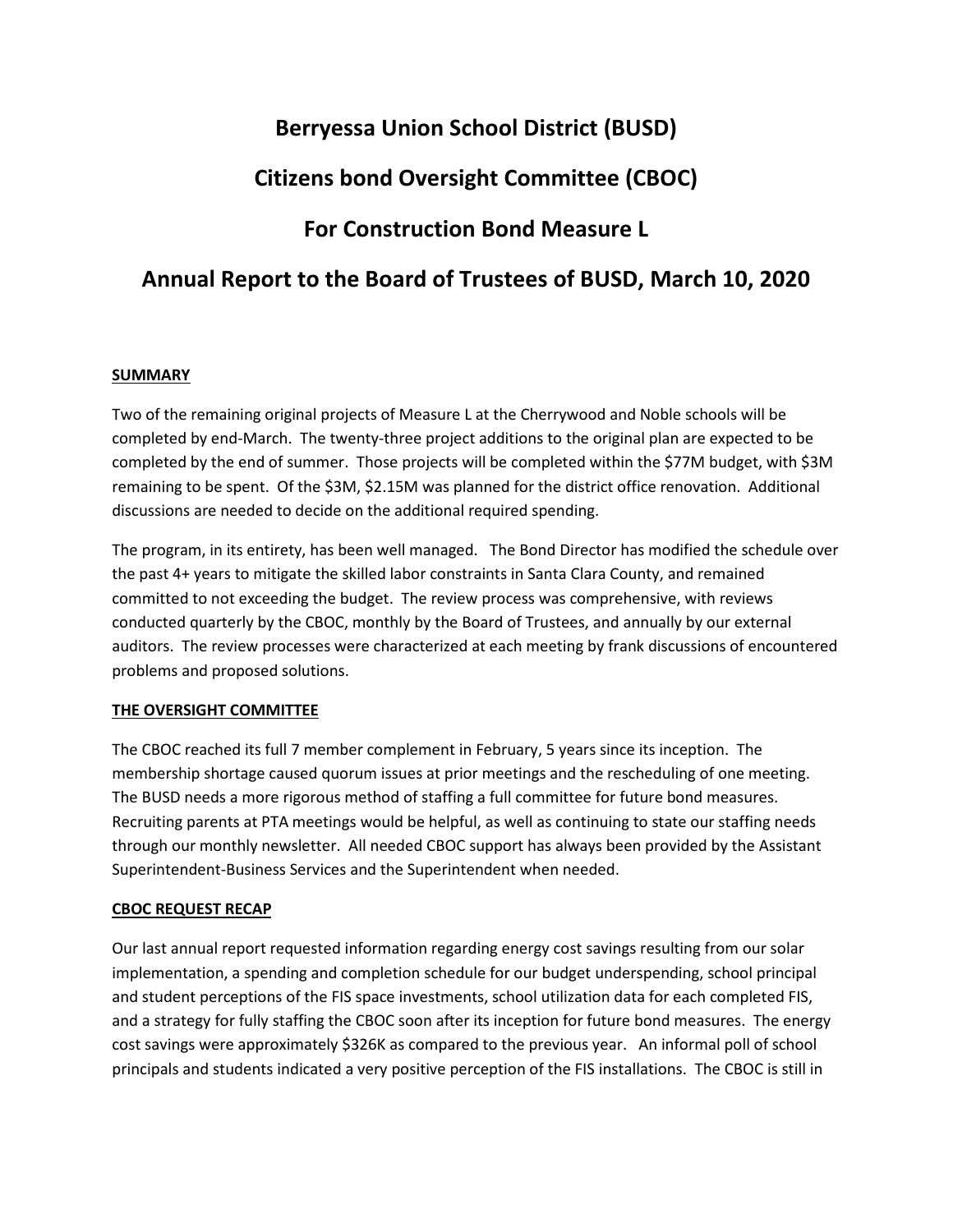# Berryessa Union School District (BUSD)

# Citizens bond Oversight Committee (CBOC)

# For Construction Bond Measure L

# Annual Report to the Board of Trustees of BUSD, March 10, 2020

**SUMMARY**

Two of the remaining original projects of Measure L at the Cherrywood and Noble schools will be completed by end-March. The twenty-three project additions to the original plan are expected to be completed by the end of summer. Those projects will be completed within the $77M budget, with $3M remaining to be spent. Of the $3M, $2.15M was planned for the district office renovation. Additional discussions are needed to decide on the additional required spending.

The program, in its entirety, has been well managed. The Bond Director has modified the schedule over the past 4+ years to mitigate the skilled labor constraints in Santa Clara County, and remained committed to not exceeding the budget. The review process was comprehensive, with reviews conducted quarterly by the CBOC, monthly by the Board of Trustees, and annually by our external auditors. The review processes were characterized at each meeting by frank discussions of encountered problems and proposed solutions.

**THE OVERSIGHT COMMITTEE**

The CBOC reached its full 7 member complement in February, 5 years since its inception. The membership shortage caused quorum issues at prior meetings and the rescheduling of one meeting. The BUSD needs a more rigorous method of staffing a full committee for future bond measures. Recruiting parents at PTA meetings would be helpful, as well as continuing to state our staffing needs through our monthly newsletter. All needed CBOC support has always been provided by the Assistant Superintendent-Business Services and the Superintendent when needed.

**CBOC REQUEST RECAP**

Our last annual report requested information regarding energy cost savings resulting from our solar implementation, a spending and completion schedule for our budget underspending, school principal and student perceptions of the FIS space investments, school utilization data for each completed FIS, and a strategy for fully staffing the CBOC soon after its inception for future bond measures. The energy cost savings were approximately $326K as compared to the previous year. An informal poll of school principals and students indicated a very positive perception of the FIS installations. The CBOC is still in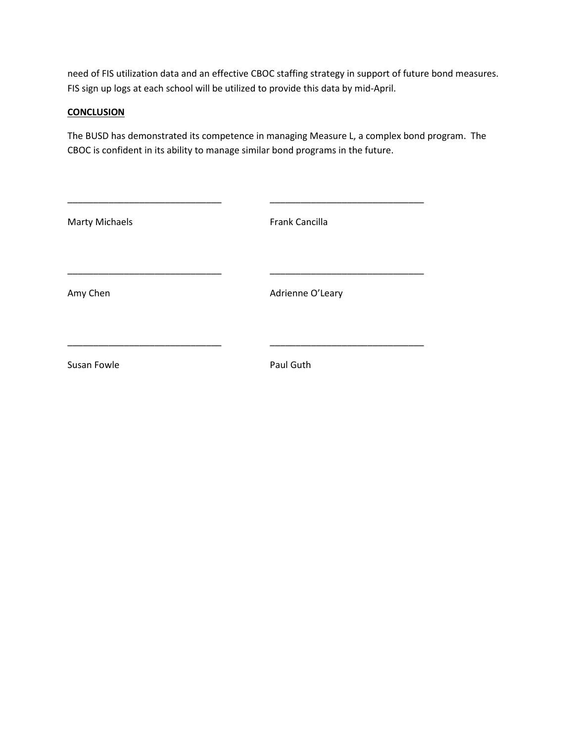need of FIS utilization data and an effective CBOC staffing strategy in support of future bond measures. FIS sign up logs at each school will be utilized to provide this data by mid-April.

**<u>CONCLUSION</u>**

The BUSD has demonstrated its competence in managing Measure L, a complex bond program. The CBOC is confident in its ability to manage similar bond programs in the future.

| | |
|---|---|
| ______________________________ | ______________________________ |
| Marty Michaels | Frank Cancilla |
| ______________________________ | ______________________________ |
| Amy Chen | Adrienne O'Leary |
| ______________________________ | ______________________________ |
| Susan Fowle | Paul Guth |